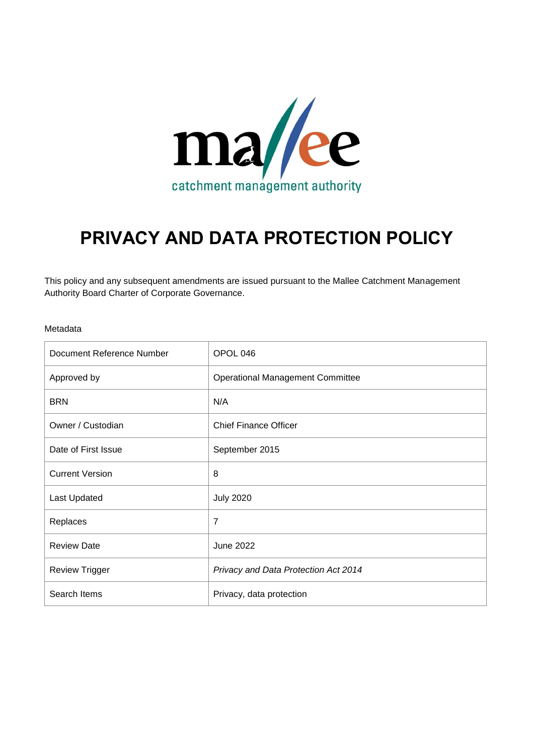mallee

catchment management authority

# PRIVACY AND DATA PROTECTION POLICY

This policy and any subsequent amendments are issued pursuant to the Mallee Catchment Management Authority Board Charter of Corporate Governance.

Metadata

| | |
|---|---|
| Document Reference Number | OPOL 046 |
| Approved by | Operational Management Committee |
| BRN | N/A |
| Owner / Custodian | Chief Finance Officer |
| Date of First Issue | September 2015 |
| Current Version | 8 |
| Last Updated | July 2020 |
| Replaces | 7 |
| Review Date | June 2022 |
| Review Trigger | *Privacy and Data Protection Act 2014* |
| Search Items | Privacy, data protection |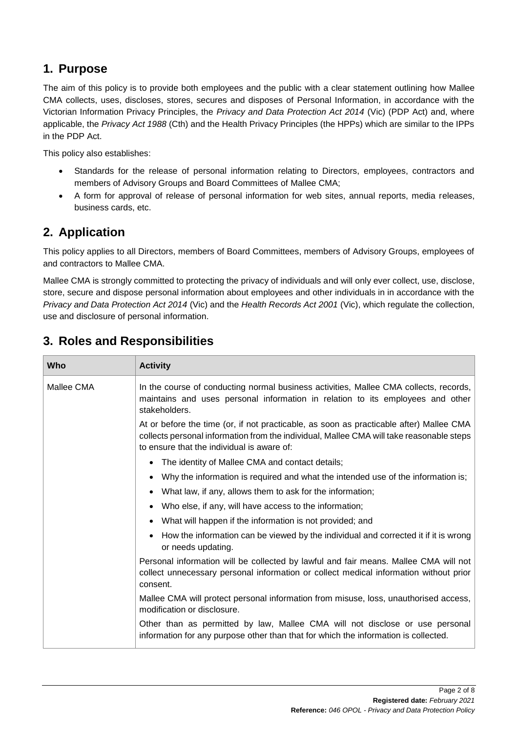## 1. Purpose

The aim of this policy is to provide both employees and the public with a clear statement outlining how Mallee CMA collects, uses, discloses, stores, secures and disposes of Personal Information, in accordance with the Victorian Information Privacy Principles, the *Privacy and Data Protection Act 2014* (Vic) (PDP Act) and, where applicable, the *Privacy Act 1988* (Cth) and the Health Privacy Principles (the HPPs) which are similar to the IPPs in the PDP Act.

This policy also establishes:

- Standards for the release of personal information relating to Directors, employees, contractors and members of Advisory Groups and Board Committees of Mallee CMA;
- A form for approval of release of personal information for web sites, annual reports, media releases, business cards, etc.

## 2. Application

This policy applies to all Directors, members of Board Committees, members of Advisory Groups, employees of and contractors to Mallee CMA.

Mallee CMA is strongly committed to protecting the privacy of individuals and will only ever collect, use, disclose, store, secure and dispose personal information about employees and other individuals in in accordance with the *Privacy and Data Protection Act 2014* (Vic) and the *Health Records Act 2001* (Vic), which regulate the collection, use and disclosure of personal information.

## 3. Roles and Responsibilities

| Who | Activity |
|---|---|
| Mallee CMA | In the course of conducting normal business activities, Mallee CMA collects, records, maintains and uses personal information in relation to its employees and other stakeholders.<br><br>At or before the time (or, if not practicable, as soon as practicable after) Mallee CMA collects personal information from the individual, Mallee CMA will take reasonable steps to ensure that the individual is aware of:<br><br>• The identity of Mallee CMA and contact details;<br>• Why the information is required and what the intended use of the information is;<br>• What law, if any, allows them to ask for the information;<br>• Who else, if any, will have access to the information;<br>• What will happen if the information is not provided; and<br>• How the information can be viewed by the individual and corrected it if it is wrong or needs updating.<br><br>Personal information will be collected by lawful and fair means. Mallee CMA will not collect unnecessary personal information or collect medical information without prior consent.<br><br>Mallee CMA will protect personal information from misuse, loss, unauthorised access, modification or disclosure.<br><br>Other than as permitted by law, Mallee CMA will not disclose or use personal information for any purpose other than that for which the information is collected. |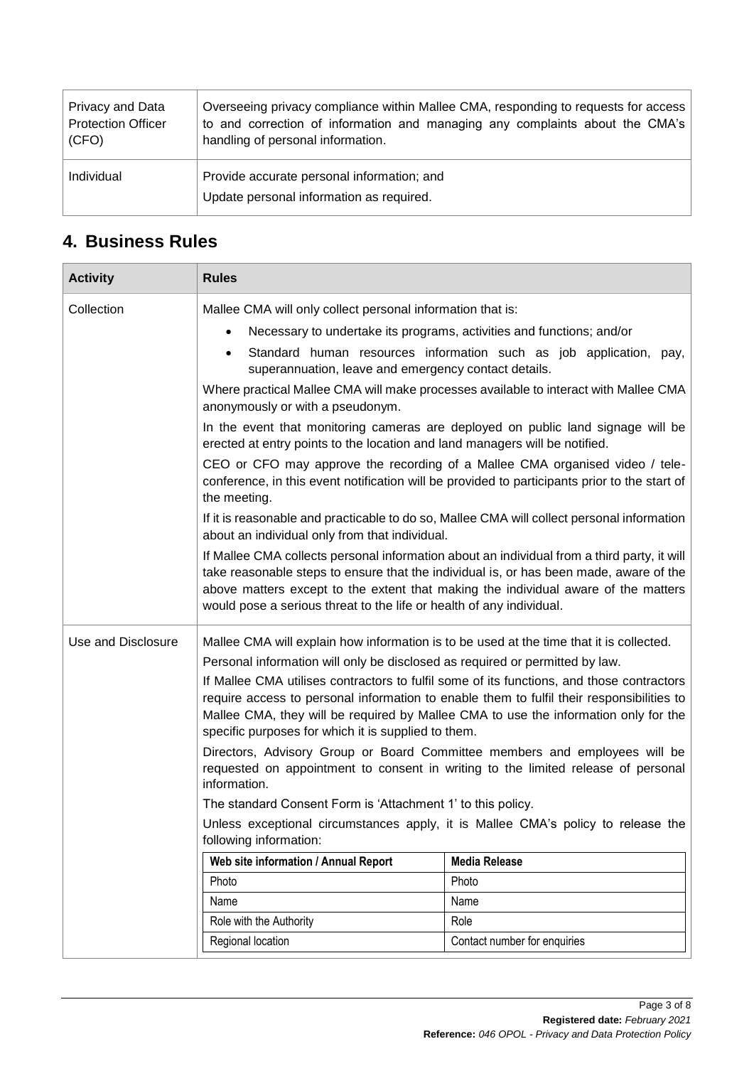| | |
|---|---|
| Privacy and Data Protection Officer (CFO) | Overseeing privacy compliance within Mallee CMA, responding to requests for access to and correction of information and managing any complaints about the CMA's handling of personal information. |
| Individual | Provide accurate personal information; and<br>Update personal information as required. |

## 4. Business Rules

| Activity | Rules |
|---|---|
| Collection | Mallee CMA will only collect personal information that is:<br>• Necessary to undertake its programs, activities and functions; and/or<br>• Standard human resources information such as job application, pay, superannuation, leave and emergency contact details.<br>Where practical Mallee CMA will make processes available to interact with Mallee CMA anonymously or with a pseudonym.<br>In the event that monitoring cameras are deployed on public land signage will be erected at entry points to the location and land managers will be notified.<br>CEO or CFO may approve the recording of a Mallee CMA organised video / tele-conference, in this event notification will be provided to participants prior to the start of the meeting.<br>If it is reasonable and practicable to do so, Mallee CMA will collect personal information about an individual only from that individual.<br>If Mallee CMA collects personal information about an individual from a third party, it will take reasonable steps to ensure that the individual is, or has been made, aware of the above matters except to the extent that making the individual aware of the matters would pose a serious threat to the life or health of any individual. |
| Use and Disclosure | Mallee CMA will explain how information is to be used at the time that it is collected.<br>Personal information will only be disclosed as required or permitted by law.<br>If Mallee CMA utilises contractors to fulfil some of its functions, and those contractors require access to personal information to enable them to fulfil their responsibilities to Mallee CMA, they will be required by Mallee CMA to use the information only for the specific purposes for which it is supplied to them.<br>Directors, Advisory Group or Board Committee members and employees will be requested on appointment to consent in writing to the limited release of personal information.<br>The standard Consent Form is 'Attachment 1' to this policy.<br>Unless exceptional circumstances apply, it is Mallee CMA's policy to release the following information:<br>**Web site information / Annual Report**: Photo; Name; Role with the Authority; Regional location<br>**Media Release**: Photo; Name; Role; Contact number for enquiries |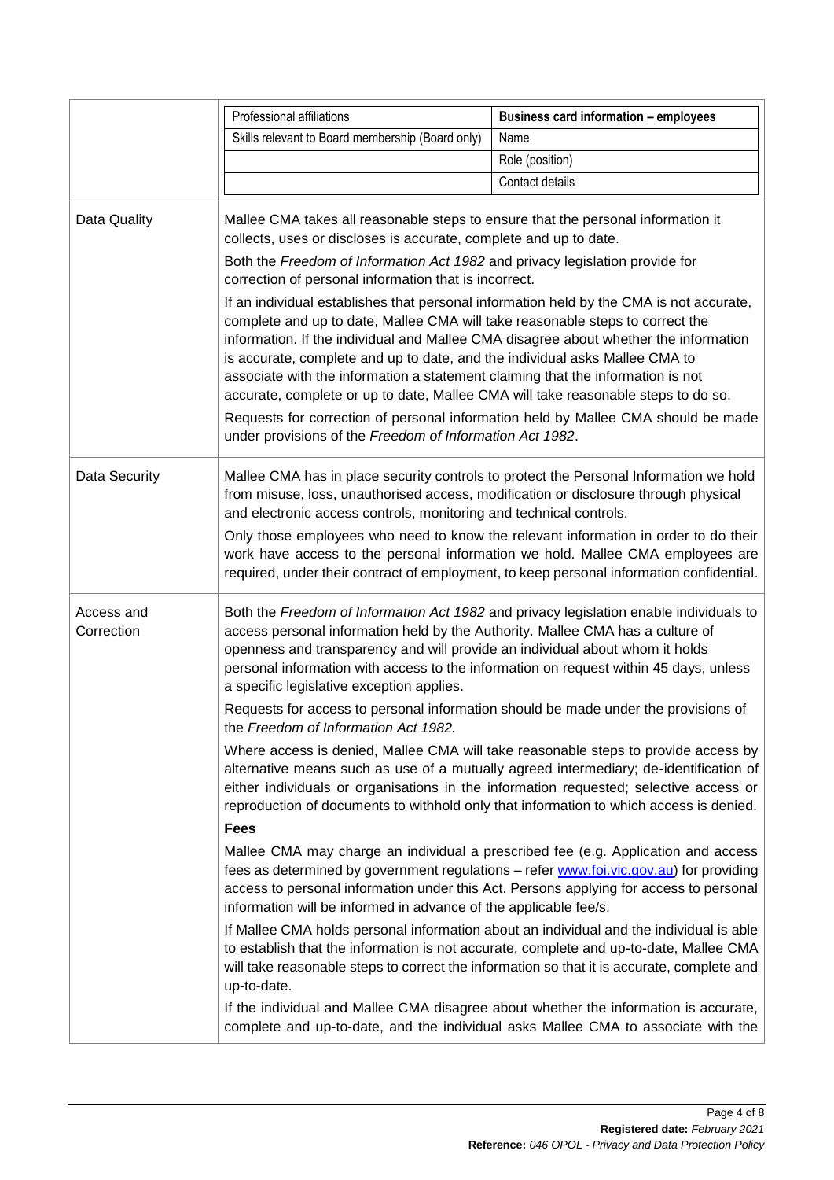| | | |
|---|---|---|
| | Professional affiliations | **Business card information – employees** |
| | Skills relevant to Board membership (Board only) | Name |
| | | Role (position) |
| | | Contact details |

| | |
|---|---|
| Data Quality | Mallee CMA takes all reasonable steps to ensure that the personal information it collects, uses or discloses is accurate, complete and up to date.<br><br>Both the *Freedom of Information Act 1982* and privacy legislation provide for correction of personal information that is incorrect.<br><br>If an individual establishes that personal information held by the CMA is not accurate, complete and up to date, Mallee CMA will take reasonable steps to correct the information. If the individual and Mallee CMA disagree about whether the information is accurate, complete and up to date, and the individual asks Mallee CMA to associate with the information a statement claiming that the information is not accurate, complete or up to date, Mallee CMA will take reasonable steps to do so.<br><br>Requests for correction of personal information held by Mallee CMA should be made under provisions of the *Freedom of Information Act 1982*. |
| Data Security | Mallee CMA has in place security controls to protect the Personal Information we hold from misuse, loss, unauthorised access, modification or disclosure through physical and electronic access controls, monitoring and technical controls.<br><br>Only those employees who need to know the relevant information in order to do their work have access to the personal information we hold. Mallee CMA employees are required, under their contract of employment, to keep personal information confidential. |
| Access and Correction | Both the *Freedom of Information Act 1982* and privacy legislation enable individuals to access personal information held by the Authority. Mallee CMA has a culture of openness and transparency and will provide an individual about whom it holds personal information with access to the information on request within 45 days, unless a specific legislative exception applies.<br><br>Requests for access to personal information should be made under the provisions of the *Freedom of Information Act 1982.*<br><br>Where access is denied, Mallee CMA will take reasonable steps to provide access by alternative means such as use of a mutually agreed intermediary; de-identification of either individuals or organisations in the information requested; selective access or reproduction of documents to withhold only that information to which access is denied.<br><br>**Fees**<br><br>Mallee CMA may charge an individual a prescribed fee (e.g. Application and access fees as determined by government regulations – refer www.foi.vic.gov.au) for providing access to personal information under this Act. Persons applying for access to personal information will be informed in advance of the applicable fee/s.<br><br>If Mallee CMA holds personal information about an individual and the individual is able to establish that the information is not accurate, complete and up-to-date, Mallee CMA will take reasonable steps to correct the information so that it is accurate, complete and up-to-date.<br><br>If the individual and Mallee CMA disagree about whether the information is accurate, complete and up-to-date, and the individual asks Mallee CMA to associate with the |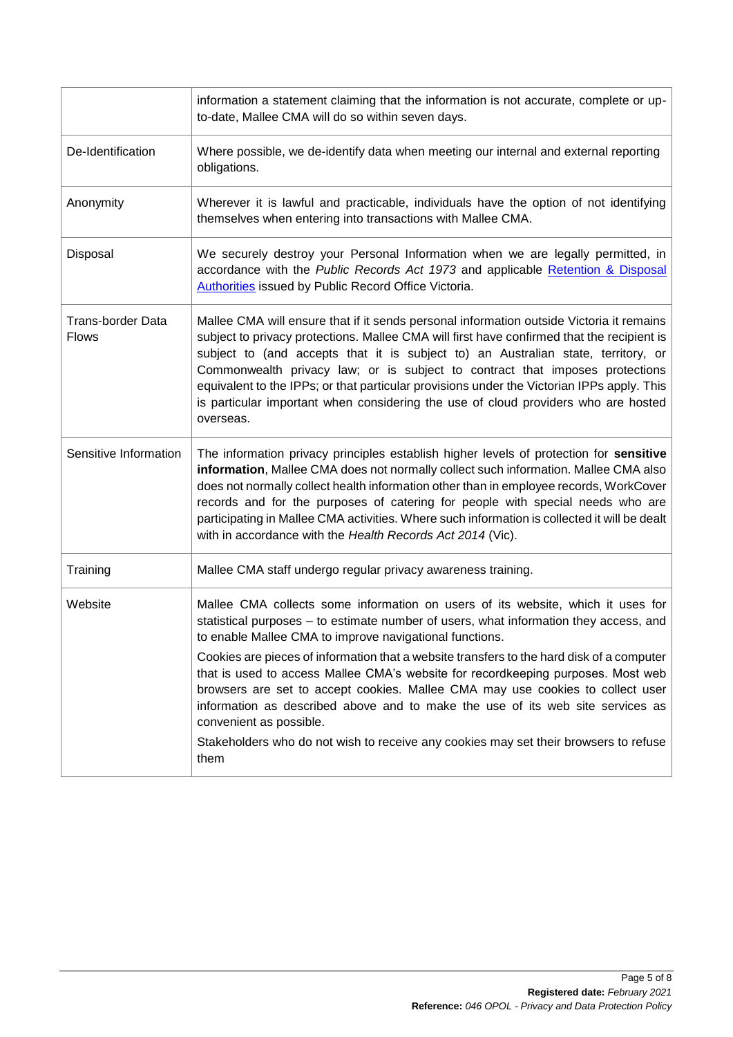| | |
|---|---|
| | information a statement claiming that the information is not accurate, complete or up-to-date, Mallee CMA will do so within seven days. |
| De-Identification | Where possible, we de-identify data when meeting our internal and external reporting obligations. |
| Anonymity | Wherever it is lawful and practicable, individuals have the option of not identifying themselves when entering into transactions with Mallee CMA. |
| Disposal | We securely destroy your Personal Information when we are legally permitted, in accordance with the *Public Records Act 1973* and applicable [Retention & Disposal Authorities] issued by Public Record Office Victoria. |
| Trans-border Data Flows | Mallee CMA will ensure that if it sends personal information outside Victoria it remains subject to privacy protections. Mallee CMA will first have confirmed that the recipient is subject to (and accepts that it is subject to) an Australian state, territory, or Commonwealth privacy law; or is subject to contract that imposes protections equivalent to the IPPs; or that particular provisions under the Victorian IPPs apply. This is particular important when considering the use of cloud providers who are hosted overseas. |
| Sensitive Information | The information privacy principles establish higher levels of protection for **sensitive information**, Mallee CMA does not normally collect such information. Mallee CMA also does not normally collect health information other than in employee records, WorkCover records and for the purposes of catering for people with special needs who are participating in Mallee CMA activities. Where such information is collected it will be dealt with in accordance with the *Health Records Act 2014* (Vic). |
| Training | Mallee CMA staff undergo regular privacy awareness training. |
| Website | Mallee CMA collects some information on users of its website, which it uses for statistical purposes – to estimate number of users, what information they access, and to enable Mallee CMA to improve navigational functions.<br><br>Cookies are pieces of information that a website transfers to the hard disk of a computer that is used to access Mallee CMA's website for recordkeeping purposes. Most web browsers are set to accept cookies. Mallee CMA may use cookies to collect user information as described above and to make the use of its web site services as convenient as possible.<br><br>Stakeholders who do not wish to receive any cookies may set their browsers to refuse them |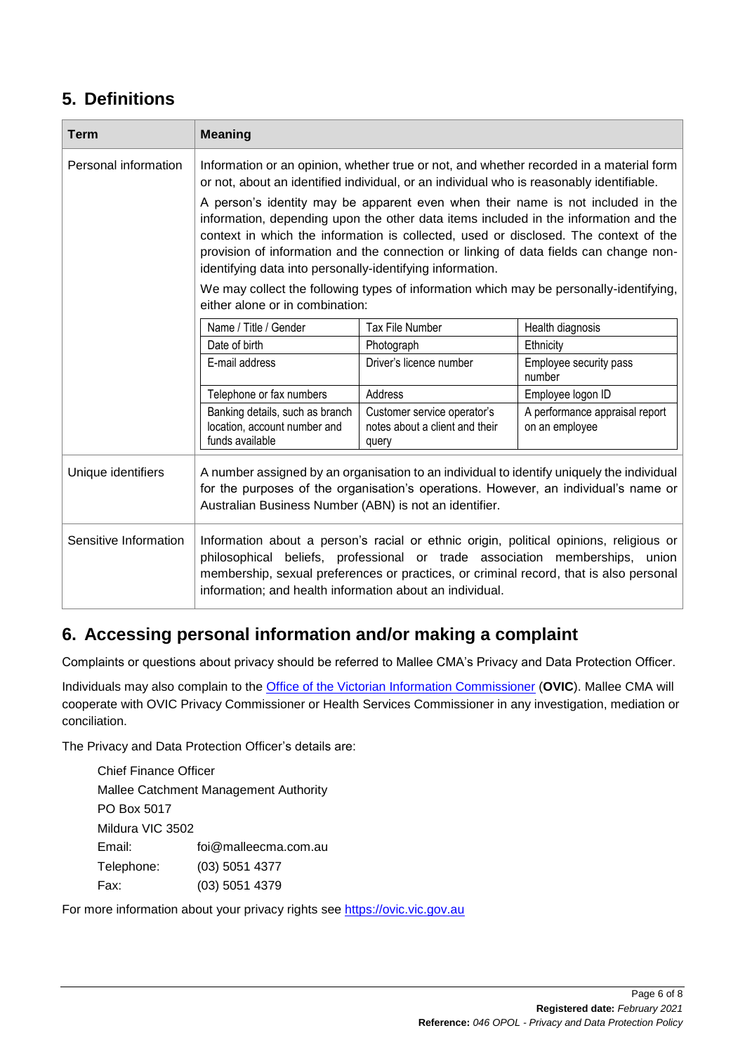## 5. Definitions

| Term | Meaning |
|---|---|
| Personal information | Information or an opinion, whether true or not, and whether recorded in a material form or not, about an identified individual, or an individual who is reasonably identifiable.<br><br>A person's identity may be apparent even when their name is not included in the information, depending upon the other data items included in the information and the context in which the information is collected, used or disclosed. The context of the provision of information and the connection or linking of data fields can change non-identifying data into personally-identifying information.<br><br>We may collect the following types of information which may be personally-identifying, either alone or in combination:<br><br>Name / Title / Gender; Tax File Number; Health diagnosis<br>Date of birth; Photograph; Ethnicity<br>E-mail address; Driver's licence number; Employee security pass number<br>Telephone or fax numbers; Address; Employee logon ID<br>Banking details, such as branch location, account number and funds available; Customer service operator's notes about a client and their query; A performance appraisal report on an employee |
| Unique identifiers | A number assigned by an organisation to an individual to identify uniquely the individual for the purposes of the organisation's operations. However, an individual's name or Australian Business Number (ABN) is not an identifier. |
| Sensitive Information | Information about a person's racial or ethnic origin, political opinions, religious or philosophical beliefs, professional or trade association memberships, union membership, sexual preferences or practices, or criminal record, that is also personal information; and health information about an individual. |

## 6. Accessing personal information and/or making a complaint

Complaints or questions about privacy should be referred to Mallee CMA's Privacy and Data Protection Officer.

Individuals may also complain to the Office of the Victorian Information Commissioner (**OVIC**). Mallee CMA will cooperate with OVIC Privacy Commissioner or Health Services Commissioner in any investigation, mediation or conciliation.

The Privacy and Data Protection Officer's details are:

Chief Finance Officer
Mallee Catchment Management Authority
PO Box 5017
Mildura VIC 3502
Email: foi@malleecma.com.au
Telephone: (03) 5051 4377
Fax: (03) 5051 4379

For more information about your privacy rights see https://ovic.vic.gov.au

**Registered date:** *February 2021*
**Reference:** *046 OPOL - Privacy and Data Protection Policy*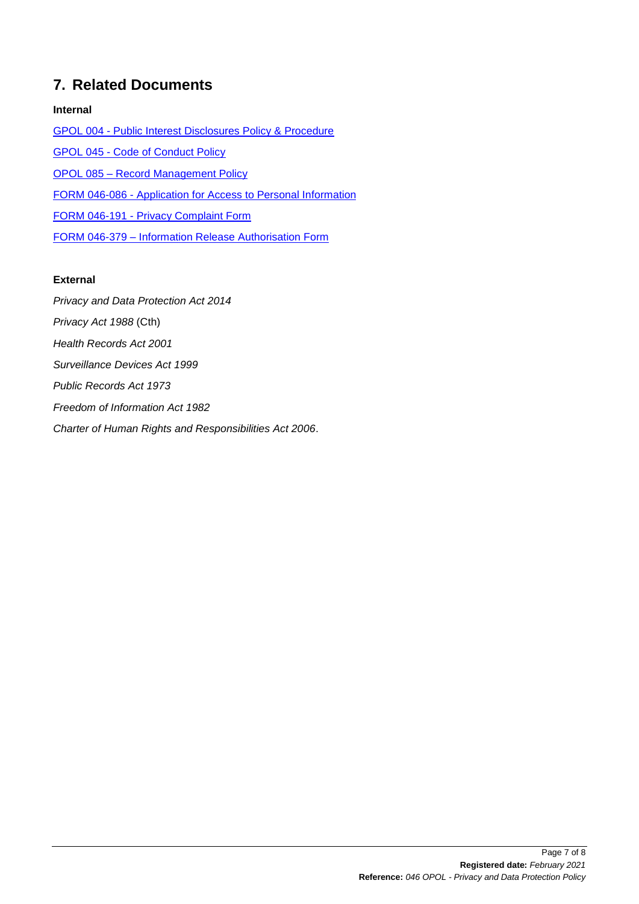## 7. Related Documents

**Internal**

GPOL 004 - Public Interest Disclosures Policy & Procedure

GPOL 045 - Code of Conduct Policy

OPOL 085 – Record Management Policy

FORM 046-086 - Application for Access to Personal Information

FORM 046-191 - Privacy Complaint Form

FORM 046-379 – Information Release Authorisation Form

**External**

*Privacy and Data Protection Act 2014*

*Privacy Act 1988* (Cth)

*Health Records Act 2001*

*Surveillance Devices Act 1999*

*Public Records Act 1973*

*Freedom of Information Act 1982*

*Charter of Human Rights and Responsibilities Act 2006*.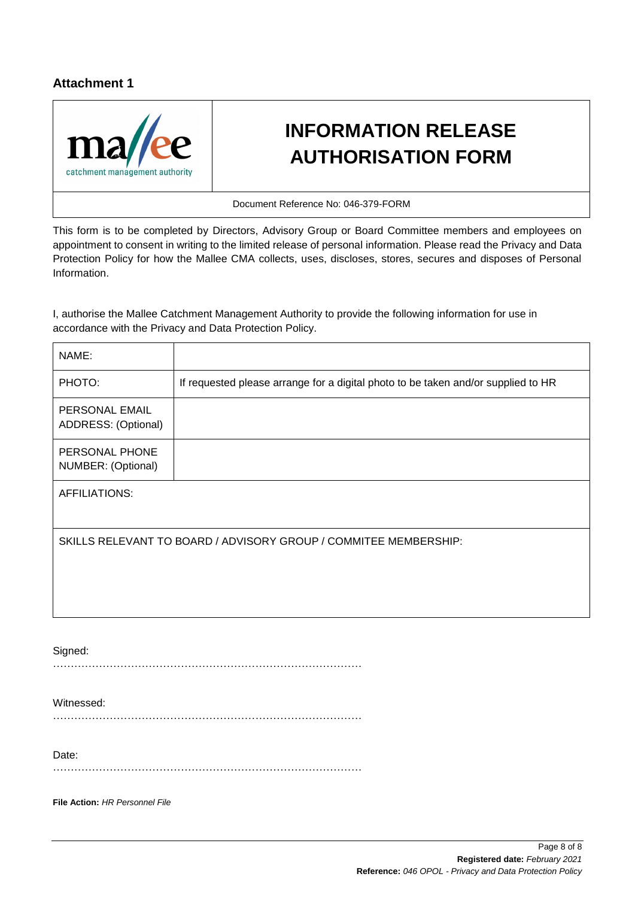**Attachment 1**

| | |
|---|---|
| mallee catchment management authority | **INFORMATION RELEASE AUTHORISATION FORM** |
| Document Reference No: 046-379-FORM | |

This form is to be completed by Directors, Advisory Group or Board Committee members and employees on appointment to consent in writing to the limited release of personal information. Please read the Privacy and Data Protection Policy for how the Mallee CMA collects, uses, discloses, stores, secures and disposes of Personal Information.

I, authorise the Mallee Catchment Management Authority to provide the following information for use in accordance with the Privacy and Data Protection Policy.

| | |
|---|---|
| NAME: | |
| PHOTO: | If requested please arrange for a digital photo to be taken and/or supplied to HR |
| PERSONAL EMAIL ADDRESS: (Optional) | |
| PERSONAL PHONE NUMBER: (Optional) | |
| AFFILIATIONS: | |
| SKILLS RELEVANT TO BOARD / ADVISORY GROUP / COMMITEE MEMBERSHIP: | |

Signed:
……………………………………………………………………………

Witnessed:
……………………………………………………………………………

Date:
……………………………………………………………………………

**File Action:** *HR Personnel File*

**Registered date:** *February 2021*
**Reference:** *046 OPOL - Privacy and Data Protection Policy*